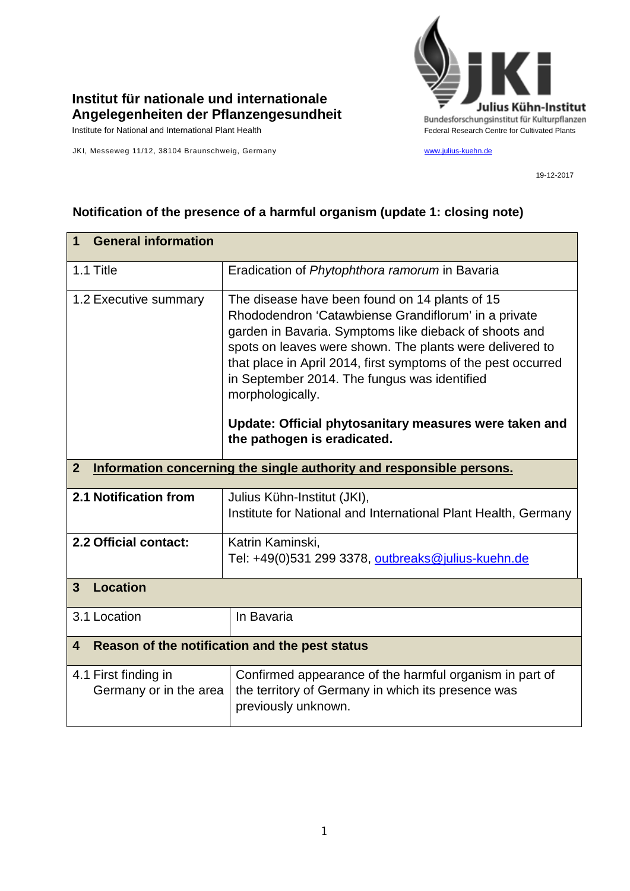**Institut für nationale und internationale Angelegenheiten der Pflanzengesundheit**
Institute for National and International Plant Health

JKI, Messeweg 11/12, 38104 Braunschweig, Germany

Julius Kühn-Institut
Bundesforschungsinstitut für Kulturpflanzen
Federal Research Centre for Cultivated Plants

www.julius-kuehn.de

19-12-2017

## Notification of the presence of a harmful organism (update 1: closing note)

| **1 General information** | |
|---|---|
| 1.1 Title | Eradication of *Phytophthora ramorum* in Bavaria |
| 1.2 Executive summary | The disease have been found on 14 plants of 15 Rhododendron ‘Catawbiense Grandiflorum’ in a private garden in Bavaria. Symptoms like dieback of shoots and spots on leaves were shown. The plants were delivered to that place in April 2014, first symptoms of the pest occurred in September 2014. The fungus was identified morphologically.<br><br>**Update: Official phytosanitary measures were taken and the pathogen is eradicated.** |
| **2 Information concerning the single authority and responsible persons.** | |
| **2.1 Notification from** | Julius Kühn-Institut (JKI),<br>Institute for National and International Plant Health, Germany |
| **2.2 Official contact:** | Katrin Kaminski,<br>Tel: +49(0)531 299 3378, outbreaks@julius-kuehn.de |
| **3 Location** | |
| 3.1 Location | In Bavaria |
| **4 Reason of the notification and the pest status** | |
| 4.1 First finding in Germany or in the area | Confirmed appearance of the harmful organism in part of the territory of Germany in which its presence was previously unknown. |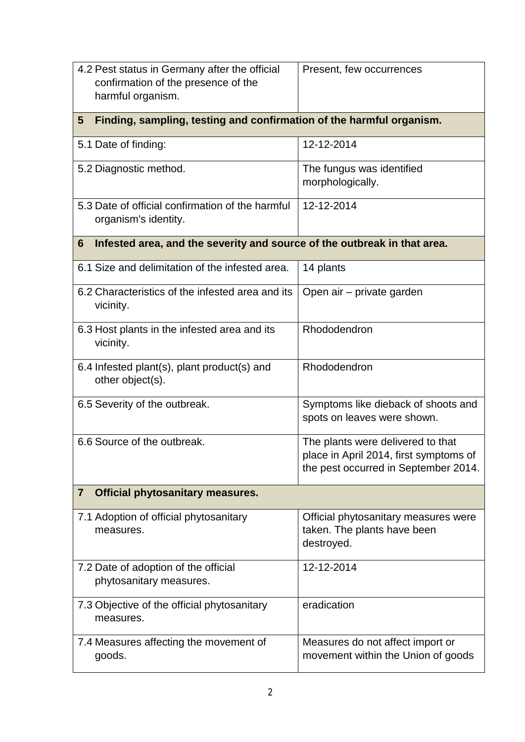| | |
|---|---|
| 4.2 Pest status in Germany after the official confirmation of the presence of the harmful organism. | Present, few occurrences |
| **5 Finding, sampling, testing and confirmation of the harmful organism.** | |
| 5.1 Date of finding: | 12-12-2014 |
| 5.2 Diagnostic method. | The fungus was identified morphologically. |
| 5.3 Date of official confirmation of the harmful organism's identity. | 12-12-2014 |
| **6 Infested area, and the severity and source of the outbreak in that area.** | |
| 6.1 Size and delimitation of the infested area. | 14 plants |
| 6.2 Characteristics of the infested area and its vicinity. | Open air – private garden |
| 6.3 Host plants in the infested area and its vicinity. | Rhododendron |
| 6.4 Infested plant(s), plant product(s) and other object(s). | Rhododendron |
| 6.5 Severity of the outbreak. | Symptoms like dieback of shoots and spots on leaves were shown. |
| 6.6 Source of the outbreak. | The plants were delivered to that place in April 2014, first symptoms of the pest occurred in September 2014. |
| **7 Official phytosanitary measures.** | |
| 7.1 Adoption of official phytosanitary measures. | Official phytosanitary measures were taken. The plants have been destroyed. |
| 7.2 Date of adoption of the official phytosanitary measures. | 12-12-2014 |
| 7.3 Objective of the official phytosanitary measures. | eradication |
| 7.4 Measures affecting the movement of goods. | Measures do not affect import or movement within the Union of goods |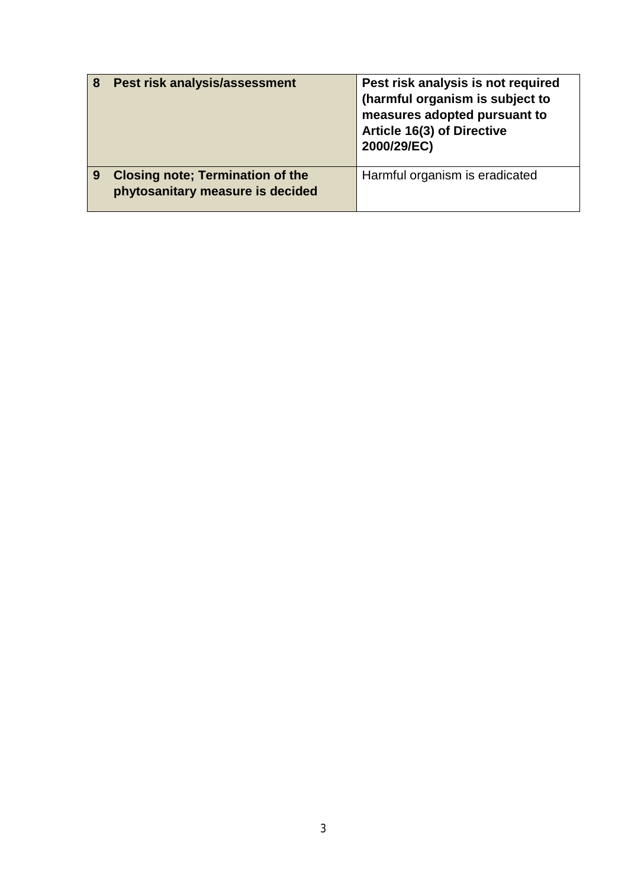| | | |
|---|---|---|
| 8 | **Pest risk analysis/assessment** | **Pest risk analysis is not required (harmful organism is subject to measures adopted pursuant to Article 16(3) of Directive 2000/29/EC)** |
| 9 | **Closing note; Termination of the phytosanitary measure is decided** | Harmful organism is eradicated |